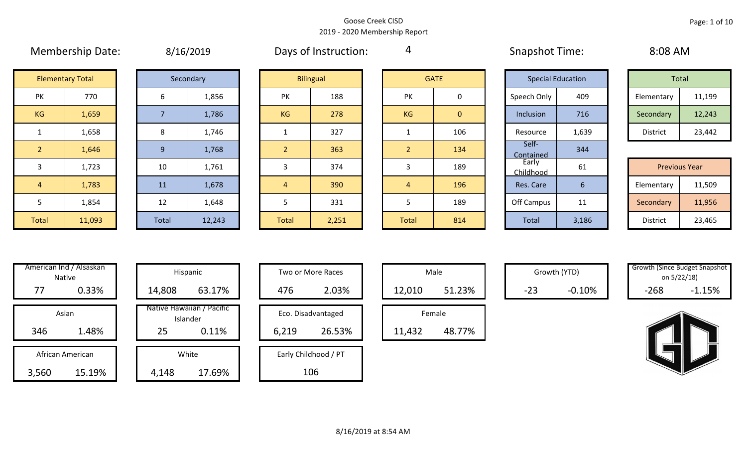Goose Creek CISD
2019 - 2020 Membership Report

Membership Date: 8/16/2019 | Days of Instruction: 4 | Snapshot Time: 8:08 AM

| Elementary Total | |
|---|---|
| PK | 770 |
| KG | 1,659 |
| 1 | 1,658 |
| 2 | 1,646 |
| 3 | 1,723 |
| 4 | 1,783 |
| 5 | 1,854 |
| Total | 11,093 |

| Secondary | |
|---|---|
| 6 | 1,856 |
| 7 | 1,786 |
| 8 | 1,746 |
| 9 | 1,768 |
| 10 | 1,761 |
| 11 | 1,678 |
| 12 | 1,648 |
| Total | 12,243 |

| Bilingual | |
|---|---|
| PK | 188 |
| KG | 278 |
| 1 | 327 |
| 2 | 363 |
| 3 | 374 |
| 4 | 390 |
| 5 | 331 |
| Total | 2,251 |

| GATE | |
|---|---|
| PK | 0 |
| KG | 0 |
| 1 | 106 |
| 2 | 134 |
| 3 | 189 |
| 4 | 196 |
| 5 | 189 |
| Total | 814 |

| Special Education | |
|---|---|
| Speech Only | 409 |
| Inclusion | 716 |
| Resource | 1,639 |
| Self-Contained | 344 |
| Early Childhood | 61 |
| Res. Care | 6 |
| Off Campus | 11 |
| Total | 3,186 |

| Total | |
|---|---|
| Elementary | 11,199 |
| Secondary | 12,243 |
| District | 23,442 |

| Previous Year | |
|---|---|
| Elementary | 11,509 |
| Secondary | 11,956 |
| District | 23,465 |

| Category | Count | Percent |
|---|---|---|
| American Ind / Alsaskan Native | 77 | 0.33% |
| Asian | 346 | 1.48% |
| African American | 3,560 | 15.19% |
| Hispanic | 14,808 | 63.17% |
| Native Hawaiian / Pacific Islander | 25 | 0.11% |
| White | 4,148 | 17.69% |
| Two or More Races | 476 | 2.03% |
| Eco. Disadvantaged | 6,219 | 26.53% |
| Early Childhood / PT | 106 | |
| Male | 12,010 | 51.23% |
| Female | 11,432 | 48.77% |
| Growth (YTD) | -23 | -0.10% |
| Growth (Since Budget Snapshot on 5/22/18) | -268 | -1.15% |

8/16/2019 at 8:54 AM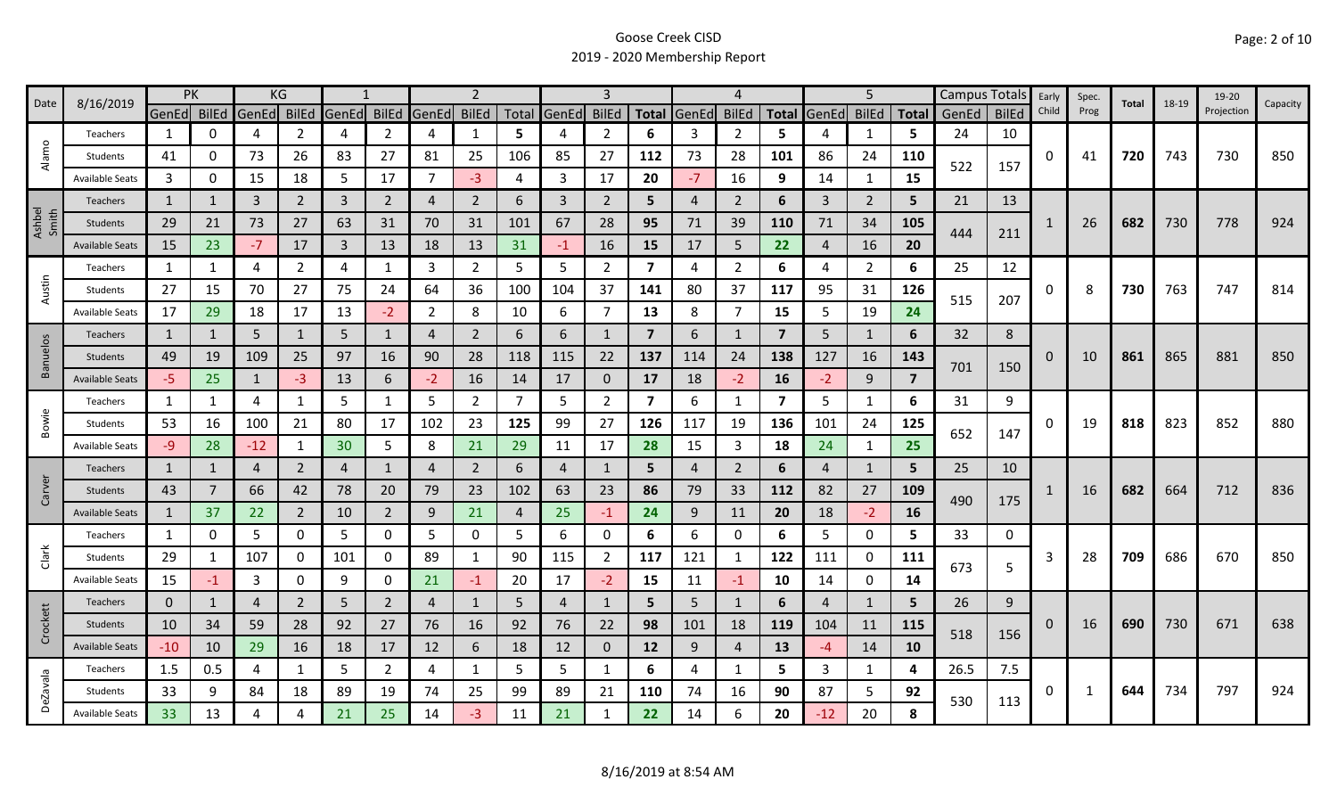Goose Creek CISD

2019 - 2020 Membership Report

| Date | 8/16/2019 | PK | | KG | | 1 | | 2 | | | 3 | | | 4 | | | 5 | | | Campus Totals | | Early Child | Spec. Prog | Total | 18-19 | 19-20 Projection | Capacity |
|---|---|---|---|---|---|---|---|---|---|---|---|---|---|---|---|---|---|---|---|---|---|---|---|---|---|---|---|
| | | GenEd | BilEd | GenEd | BilEd | GenEd | BilEd | GenEd | BilEd | Total | GenEd | BilEd | Total | GenEd | BilEd | Total | GenEd | BilEd | Total | GenEd | BilEd | | | | | | |
| Alamo | Teachers | 1 | 0 | 4 | 2 | 4 | 2 | 4 | 1 | 5 | 4 | 2 | 6 | 3 | 2 | 5 | 4 | 1 | 5 | 24 | 10 | 0 | 41 | 720 | 743 | 730 | 850 |
| | Students | 41 | 0 | 73 | 26 | 83 | 27 | 81 | 25 | 106 | 85 | 27 | 112 | 73 | 28 | 101 | 86 | 24 | 110 | 522 | 157 | | | | | | |
| | Available Seats | 3 | 0 | 15 | 18 | 5 | 17 | 7 | -3 | 4 | 3 | 17 | 20 | -7 | 16 | 9 | 14 | 1 | 15 | | | | | | | | |
| Ashbel Smith | Teachers | 1 | 1 | 3 | 2 | 3 | 2 | 4 | 2 | 6 | 3 | 2 | 5 | 4 | 2 | 6 | 3 | 2 | 5 | 21 | 13 | 1 | 26 | 682 | 730 | 778 | 924 |
| | Students | 29 | 21 | 73 | 27 | 63 | 31 | 70 | 31 | 101 | 67 | 28 | 95 | 71 | 39 | 110 | 71 | 34 | 105 | 444 | 211 | | | | | | |
| | Available Seats | 15 | 23 | -7 | 17 | 3 | 13 | 18 | 13 | 31 | -1 | 16 | 15 | 17 | 5 | 22 | 4 | 16 | 20 | | | | | | | | |
| Austin | Teachers | 1 | 1 | 4 | 2 | 4 | 1 | 3 | 2 | 5 | 5 | 2 | 7 | 4 | 2 | 6 | 4 | 2 | 6 | 25 | 12 | 0 | 8 | 730 | 763 | 747 | 814 |
| | Students | 27 | 15 | 70 | 27 | 75 | 24 | 64 | 36 | 100 | 104 | 37 | 141 | 80 | 37 | 117 | 95 | 31 | 126 | 515 | 207 | | | | | | |
| | Available Seats | 17 | 29 | 18 | 17 | 13 | -2 | 2 | 8 | 10 | 6 | 7 | 13 | 8 | 7 | 15 | 5 | 19 | 24 | | | | | | | | |
| Banuelos | Teachers | 1 | 1 | 5 | 1 | 5 | 1 | 4 | 2 | 6 | 6 | 1 | 7 | 6 | 1 | 7 | 5 | 1 | 6 | 32 | 8 | 0 | 10 | 861 | 865 | 881 | 850 |
| | Students | 49 | 19 | 109 | 25 | 97 | 16 | 90 | 28 | 118 | 115 | 22 | 137 | 114 | 24 | 138 | 127 | 16 | 143 | 701 | 150 | | | | | | |
| | Available Seats | -5 | 25 | 1 | -3 | 13 | 6 | -2 | 16 | 14 | 17 | 0 | 17 | 18 | -2 | 16 | -2 | 9 | 7 | | | | | | | | |
| Bowie | Teachers | 1 | 1 | 4 | 1 | 5 | 1 | 5 | 2 | 7 | 5 | 2 | 7 | 6 | 1 | 7 | 5 | 1 | 6 | 31 | 9 | 0 | 19 | 818 | 823 | 852 | 880 |
| | Students | 53 | 16 | 100 | 21 | 80 | 17 | 102 | 23 | 125 | 99 | 27 | 126 | 117 | 19 | 136 | 101 | 24 | 125 | 652 | 147 | | | | | | |
| | Available Seats | -9 | 28 | -12 | 1 | 30 | 5 | 8 | 21 | 29 | 11 | 17 | 28 | 15 | 3 | 18 | 24 | 1 | 25 | | | | | | | | |
| Carver | Teachers | 1 | 1 | 4 | 2 | 4 | 1 | 4 | 2 | 6 | 4 | 1 | 5 | 4 | 2 | 6 | 4 | 1 | 5 | 25 | 10 | 1 | 16 | 682 | 664 | 712 | 836 |
| | Students | 43 | 7 | 66 | 42 | 78 | 20 | 79 | 23 | 102 | 63 | 23 | 86 | 79 | 33 | 112 | 82 | 27 | 109 | 490 | 175 | | | | | | |
| | Available Seats | 1 | 37 | 22 | 2 | 10 | 2 | 9 | 21 | 4 | 25 | -1 | 24 | 9 | 11 | 20 | 18 | -2 | 16 | | | | | | | | |
| Clark | Teachers | 1 | 0 | 5 | 0 | 5 | 0 | 5 | 0 | 5 | 6 | 0 | 6 | 6 | 0 | 6 | 5 | 0 | 5 | 33 | 0 | 3 | 28 | 709 | 686 | 670 | 850 |
| | Students | 29 | 1 | 107 | 0 | 101 | 0 | 89 | 1 | 90 | 115 | 2 | 117 | 121 | 1 | 122 | 111 | 0 | 111 | 673 | 5 | | | | | | |
| | Available Seats | 15 | -1 | 3 | 0 | 9 | 0 | 21 | -1 | 20 | 17 | -2 | 15 | 11 | -1 | 10 | 14 | 0 | 14 | | | | | | | | |
| Crockett | Teachers | 0 | 1 | 4 | 2 | 5 | 2 | 4 | 1 | 5 | 4 | 1 | 5 | 5 | 1 | 6 | 4 | 1 | 5 | 26 | 9 | 0 | 16 | 690 | 730 | 671 | 638 |
| | Students | 10 | 34 | 59 | 28 | 92 | 27 | 76 | 16 | 92 | 76 | 22 | 98 | 101 | 18 | 119 | 104 | 11 | 115 | 518 | 156 | | | | | | |
| | Available Seats | -10 | 10 | 29 | 16 | 18 | 17 | 12 | 6 | 18 | 12 | 0 | 12 | 9 | 4 | 13 | -4 | 14 | 10 | | | | | | | | |
| DeZavala | Teachers | 1.5 | 0.5 | 4 | 1 | 5 | 2 | 4 | 1 | 5 | 5 | 1 | 6 | 4 | 1 | 5 | 3 | 1 | 4 | 26.5 | 7.5 | 0 | 1 | 644 | 734 | 797 | 924 |
| | Students | 33 | 9 | 84 | 18 | 89 | 19 | 74 | 25 | 99 | 89 | 21 | 110 | 74 | 16 | 90 | 87 | 5 | 92 | 530 | 113 | | | | | | |
| | Available Seats | 33 | 13 | 4 | 4 | 21 | 25 | 14 | -3 | 11 | 21 | 1 | 22 | 14 | 6 | 20 | -12 | 20 | 8 | | | | | | | | |

8/16/2019 at 8:54 AM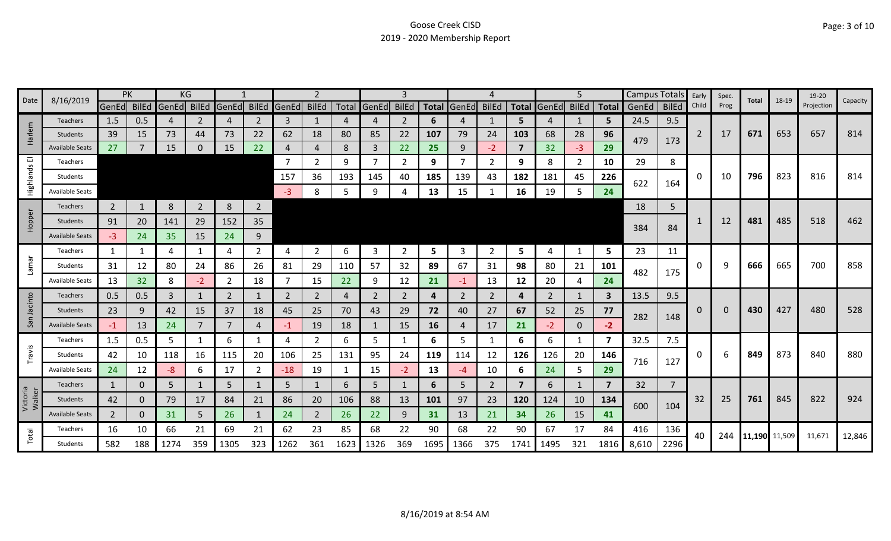Goose Creek CISD

2019 - 2020 Membership Report

| Date | 8/16/2019 | PK | | KG | | 1 | | 2 | | | 3 | | | 4 | | | 5 | | | Campus Totals | | Early Child | Spec. Prog | Total | 18-19 | 19-20 Projection | Capacity |
|---|---|---|---|---|---|---|---|---|---|---|---|---|---|---|---|---|---|---|---|---|---|---|---|---|---|---|---|
| | | GenEd | BilEd | GenEd | BilEd | GenEd | BilEd | GenEd | BilEd | Total | GenEd | BilEd | Total | GenEd | BilEd | Total | GenEd | BilEd | Total | GenEd | BilEd | | | | | | |
| Harlem | Teachers | 1.5 | 0.5 | 4 | 2 | 4 | 2 | 3 | 1 | 4 | 4 | 2 | 6 | 4 | 1 | 5 | 4 | 1 | 5 | 24.5 | 9.5 | 2 | 17 | 671 | 653 | 657 | 814 |
| | Students | 39 | 15 | 73 | 44 | 73 | 22 | 62 | 18 | 80 | 85 | 22 | 107 | 79 | 24 | 103 | 68 | 28 | 96 | 479 | 173 | | | | | | |
| | Available Seats | 27 | 7 | 15 | 0 | 15 | 22 | 4 | 4 | 8 | 3 | 22 | 25 | 9 | -2 | 7 | 32 | -3 | 29 | | | | | | | | |
| Highlands El | Teachers | | | | | | | 7 | 2 | 9 | 7 | 2 | 9 | 7 | 2 | 9 | 8 | 2 | 10 | 29 | 8 | 0 | 10 | 796 | 823 | 816 | 814 |
| | Students | | | | | | | 157 | 36 | 193 | 145 | 40 | 185 | 139 | 43 | 182 | 181 | 45 | 226 | 622 | 164 | | | | | | |
| | Available Seats | | | | | | | -3 | 8 | 5 | 9 | 4 | 13 | 15 | 1 | 16 | 19 | 5 | 24 | | | | | | | | |
| Hopper | Teachers | 2 | 1 | 8 | 2 | 8 | 2 | | | | | | | | | | | | | 18 | 5 | 1 | 12 | 481 | 485 | 518 | 462 |
| | Students | 91 | 20 | 141 | 29 | 152 | 35 | | | | | | | | | | | | | 384 | 84 | | | | | | |
| | Available Seats | -3 | 24 | 35 | 15 | 24 | 9 | | | | | | | | | | | | | | | | | | | | |
| Lamar | Teachers | 1 | 1 | 4 | 1 | 4 | 2 | 4 | 2 | 6 | 3 | 2 | 5 | 3 | 2 | 5 | 4 | 1 | 5 | 23 | 11 | 0 | 9 | 666 | 665 | 700 | 858 |
| | Students | 31 | 12 | 80 | 24 | 86 | 26 | 81 | 29 | 110 | 57 | 32 | 89 | 67 | 31 | 98 | 80 | 21 | 101 | 482 | 175 | | | | | | |
| | Available Seats | 13 | 32 | 8 | -2 | 2 | 18 | 7 | 15 | 22 | 9 | 12 | 21 | -1 | 13 | 12 | 20 | 4 | 24 | | | | | | | | |
| San Jacinto | Teachers | 0.5 | 0.5 | 3 | 1 | 2 | 1 | 2 | 2 | 4 | 2 | 2 | 4 | 2 | 2 | 4 | 2 | 1 | 3 | 13.5 | 9.5 | 0 | 0 | 430 | 427 | 480 | 528 |
| | Students | 23 | 9 | 42 | 15 | 37 | 18 | 45 | 25 | 70 | 43 | 29 | 72 | 40 | 27 | 67 | 52 | 25 | 77 | 282 | 148 | | | | | | |
| | Available Seats | -1 | 13 | 24 | 7 | 7 | 4 | -1 | 19 | 18 | 1 | 15 | 16 | 4 | 17 | 21 | -2 | 0 | -2 | | | | | | | | |
| Travis | Teachers | 1.5 | 0.5 | 5 | 1 | 6 | 1 | 4 | 2 | 6 | 5 | 1 | 6 | 5 | 1 | 6 | 6 | 1 | 7 | 32.5 | 7.5 | 0 | 6 | 849 | 873 | 840 | 880 |
| | Students | 42 | 10 | 118 | 16 | 115 | 20 | 106 | 25 | 131 | 95 | 24 | 119 | 114 | 12 | 126 | 126 | 20 | 146 | 716 | 127 | | | | | | |
| | Available Seats | 24 | 12 | -8 | 6 | 17 | 2 | -18 | 19 | 1 | 15 | -2 | 13 | -4 | 10 | 6 | 24 | 5 | 29 | | | | | | | | |
| Victoria Walker | Teachers | 1 | 0 | 5 | 1 | 5 | 1 | 5 | 1 | 6 | 5 | 1 | 6 | 5 | 2 | 7 | 6 | 1 | 7 | 32 | 7 | 32 | 25 | 761 | 845 | 822 | 924 |
| | Students | 42 | 0 | 79 | 17 | 84 | 21 | 86 | 20 | 106 | 88 | 13 | 101 | 97 | 23 | 120 | 124 | 10 | 134 | 600 | 104 | | | | | | |
| | Available Seats | 2 | 0 | 31 | 5 | 26 | 1 | 24 | 2 | 26 | 22 | 9 | 31 | 13 | 21 | 34 | 26 | 15 | 41 | | | | | | | | |
| Total | Teachers | 16 | 10 | 66 | 21 | 69 | 21 | 62 | 23 | 85 | 68 | 22 | 90 | 68 | 22 | 90 | 67 | 17 | 84 | 416 | 136 | 40 | 244 | 11,190 | 11,509 | 11,671 | 12,846 |
| | Students | 582 | 188 | 1274 | 359 | 1305 | 323 | 1262 | 361 | 1623 | 1326 | 369 | 1695 | 1366 | 375 | 1741 | 1495 | 321 | 1816 | 8,610 | 2296 | | | | | | |

8/16/2019 at 8:54 AM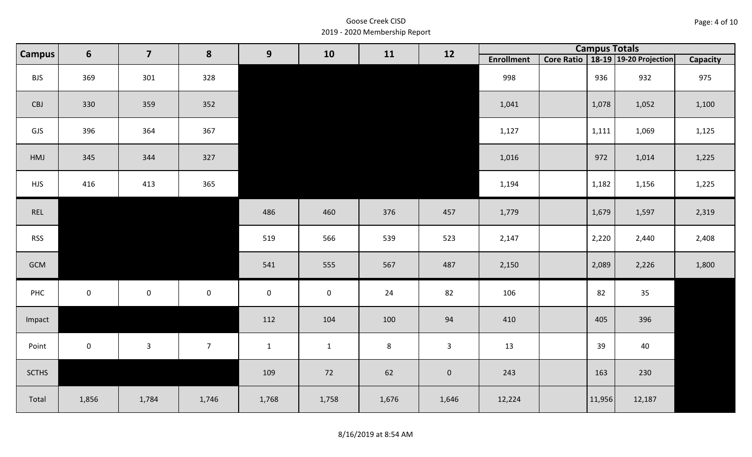Goose Creek CISD
2019 - 2020 Membership Report

| Campus | 6 | 7 | 8 | 9 | 10 | 11 | 12 | Campus Totals | | | | |
|---|---|---|---|---|---|---|---|---|---|---|---|---|
| | | | | | | | | Enrollment | Core Ratio | 18-19 | 19-20 Projection | Capacity |
| BJS | 369 | 301 | 328 | | | | | 998 | | 936 | 932 | 975 |
| CBJ | 330 | 359 | 352 | | | | | 1,041 | | 1,078 | 1,052 | 1,100 |
| GJS | 396 | 364 | 367 | | | | | 1,127 | | 1,111 | 1,069 | 1,125 |
| HMJ | 345 | 344 | 327 | | | | | 1,016 | | 972 | 1,014 | 1,225 |
| HJS | 416 | 413 | 365 | | | | | 1,194 | | 1,182 | 1,156 | 1,225 |
| REL | | | | 486 | 460 | 376 | 457 | 1,779 | | 1,679 | 1,597 | 2,319 |
| RSS | | | | 519 | 566 | 539 | 523 | 2,147 | | 2,220 | 2,440 | 2,408 |
| GCM | | | | 541 | 555 | 567 | 487 | 2,150 | | 2,089 | 2,226 | 1,800 |
| PHC | 0 | 0 | 0 | 0 | 0 | 24 | 82 | 106 | | 82 | 35 | |
| Impact | | | | 112 | 104 | 100 | 94 | 410 | | 405 | 396 | |
| Point | 0 | 3 | 7 | 1 | 1 | 8 | 3 | 13 | | 39 | 40 | |
| SCTHS | | | | 109 | 72 | 62 | 0 | 243 | | 163 | 230 | |
| Total | 1,856 | 1,784 | 1,746 | 1,768 | 1,758 | 1,676 | 1,646 | 12,224 | | 11,956 | 12,187 | |

8/16/2019 at 8:54 AM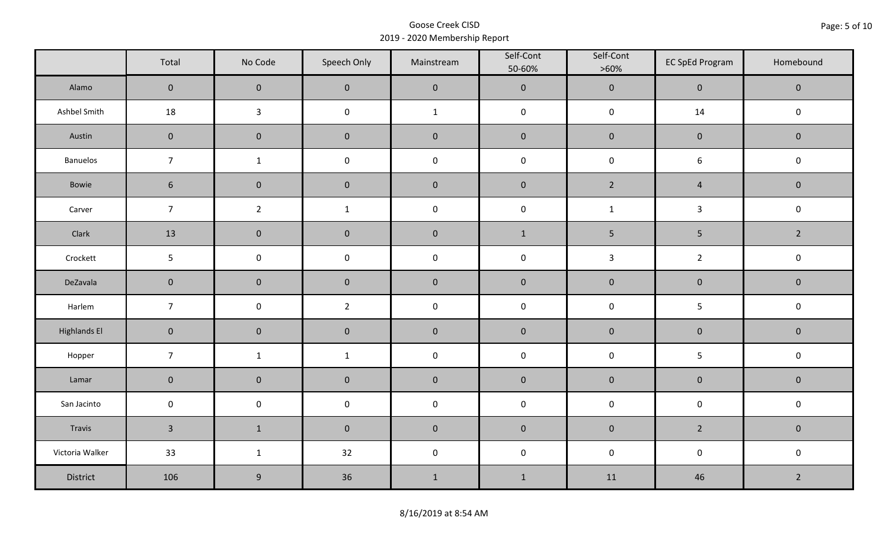Goose Creek CISD
2019 - 2020 Membership Report

| | Total | No Code | Speech Only | Mainstream | Self-Cont 50-60% | Self-Cont >60% | EC SpEd Program | Homebound |
|---|---|---|---|---|---|---|---|---|
| Alamo | 0 | 0 | 0 | 0 | 0 | 0 | 0 | 0 |
| Ashbel Smith | 18 | 3 | 0 | 1 | 0 | 0 | 14 | 0 |
| Austin | 0 | 0 | 0 | 0 | 0 | 0 | 0 | 0 |
| Banuelos | 7 | 1 | 0 | 0 | 0 | 0 | 6 | 0 |
| Bowie | 6 | 0 | 0 | 0 | 0 | 2 | 4 | 0 |
| Carver | 7 | 2 | 1 | 0 | 0 | 1 | 3 | 0 |
| Clark | 13 | 0 | 0 | 0 | 1 | 5 | 5 | 2 |
| Crockett | 5 | 0 | 0 | 0 | 0 | 3 | 2 | 0 |
| DeZavala | 0 | 0 | 0 | 0 | 0 | 0 | 0 | 0 |
| Harlem | 7 | 0 | 2 | 0 | 0 | 0 | 5 | 0 |
| Highlands El | 0 | 0 | 0 | 0 | 0 | 0 | 0 | 0 |
| Hopper | 7 | 1 | 1 | 0 | 0 | 0 | 5 | 0 |
| Lamar | 0 | 0 | 0 | 0 | 0 | 0 | 0 | 0 |
| San Jacinto | 0 | 0 | 0 | 0 | 0 | 0 | 0 | 0 |
| Travis | 3 | 1 | 0 | 0 | 0 | 0 | 2 | 0 |
| Victoria Walker | 33 | 1 | 32 | 0 | 0 | 0 | 0 | 0 |
| District | 106 | 9 | 36 | 1 | 1 | 11 | 46 | 2 |

8/16/2019 at 8:54 AM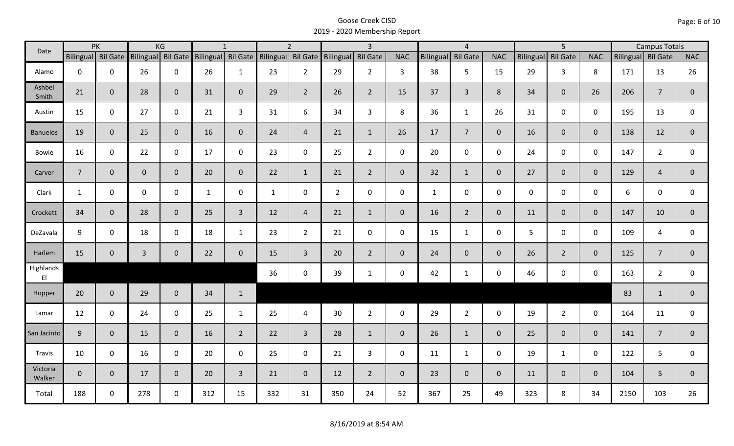# Goose Creek CISD
## 2019 - 2020 Membership Report

| Date | PK | | KG | | 1 | | 2 | | 3 | | | 4 | | | 5 | | | Campus Totals | | |
|---|---|---|---|---|---|---|---|---|---|---|---|---|---|---|---|---|---|---|---|---|
| | Bilingual | Bil Gate | Bilingual | Bil Gate | Bilingual | Bil Gate | Bilingual | Bil Gate | Bilingual | Bil Gate | NAC | Bilingual | Bil Gate | NAC | Bilingual | Bil Gate | NAC | Bilingual | Bil Gate | NAC |
| Alamo | 0 | 0 | 26 | 0 | 26 | 1 | 23 | 2 | 29 | 2 | 3 | 38 | 5 | 15 | 29 | 3 | 8 | 171 | 13 | 26 |
| Ashbel Smith | 21 | 0 | 28 | 0 | 31 | 0 | 29 | 2 | 26 | 2 | 15 | 37 | 3 | 8 | 34 | 0 | 26 | 206 | 7 | 0 |
| Austin | 15 | 0 | 27 | 0 | 21 | 3 | 31 | 6 | 34 | 3 | 8 | 36 | 1 | 26 | 31 | 0 | 0 | 195 | 13 | 0 |
| Banuelos | 19 | 0 | 25 | 0 | 16 | 0 | 24 | 4 | 21 | 1 | 26 | 17 | 7 | 0 | 16 | 0 | 0 | 138 | 12 | 0 |
| Bowie | 16 | 0 | 22 | 0 | 17 | 0 | 23 | 0 | 25 | 2 | 0 | 20 | 0 | 0 | 24 | 0 | 0 | 147 | 2 | 0 |
| Carver | 7 | 0 | 0 | 0 | 20 | 0 | 22 | 1 | 21 | 2 | 0 | 32 | 1 | 0 | 27 | 0 | 0 | 129 | 4 | 0 |
| Clark | 1 | 0 | 0 | 0 | 1 | 0 | 1 | 0 | 2 | 0 | 0 | 1 | 0 | 0 | 0 | 0 | 0 | 6 | 0 | 0 |
| Crockett | 34 | 0 | 28 | 0 | 25 | 3 | 12 | 4 | 21 | 1 | 0 | 16 | 2 | 0 | 11 | 0 | 0 | 147 | 10 | 0 |
| DeZavala | 9 | 0 | 18 | 0 | 18 | 1 | 23 | 2 | 21 | 0 | 0 | 15 | 1 | 0 | 5 | 0 | 0 | 109 | 4 | 0 |
| Harlem | 15 | 0 | 3 | 0 | 22 | 0 | 15 | 3 | 20 | 2 | 0 | 24 | 0 | 0 | 26 | 2 | 0 | 125 | 7 | 0 |
| Highlands El | | | | | | | 36 | 0 | 39 | 1 | 0 | 42 | 1 | 0 | 46 | 0 | 0 | 163 | 2 | 0 |
| Hopper | 20 | 0 | 29 | 0 | 34 | 1 | | | | | | | | | | | | 83 | 1 | 0 |
| Lamar | 12 | 0 | 24 | 0 | 25 | 1 | 25 | 4 | 30 | 2 | 0 | 29 | 2 | 0 | 19 | 2 | 0 | 164 | 11 | 0 |
| San Jacinto | 9 | 0 | 15 | 0 | 16 | 2 | 22 | 3 | 28 | 1 | 0 | 26 | 1 | 0 | 25 | 0 | 0 | 141 | 7 | 0 |
| Travis | 10 | 0 | 16 | 0 | 20 | 0 | 25 | 0 | 21 | 3 | 0 | 11 | 1 | 0 | 19 | 1 | 0 | 122 | 5 | 0 |
| Victoria Walker | 0 | 0 | 17 | 0 | 20 | 3 | 21 | 0 | 12 | 2 | 0 | 23 | 0 | 0 | 11 | 0 | 0 | 104 | 5 | 0 |
| Total | 188 | 0 | 278 | 0 | 312 | 15 | 332 | 31 | 350 | 24 | 52 | 367 | 25 | 49 | 323 | 8 | 34 | 2150 | 103 | 26 |

8/16/2019 at 8:54 AM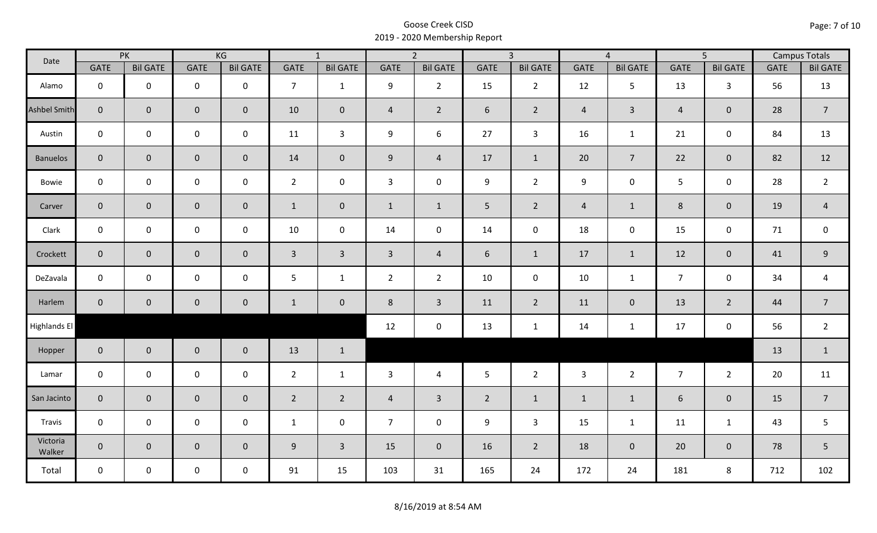Goose Creek CISD
2019 - 2020 Membership Report

| Date | PK | | KG | | 1 | | 2 | | 3 | | 4 | | 5 | | Campus Totals | |
|---|---|---|---|---|---|---|---|---|---|---|---|---|---|---|---|---|
| | GATE | Bil GATE | GATE | Bil GATE | GATE | Bil GATE | GATE | Bil GATE | GATE | Bil GATE | GATE | Bil GATE | GATE | Bil GATE | GATE | Bil GATE |
| Alamo | 0 | 0 | 0 | 0 | 7 | 1 | 9 | 2 | 15 | 2 | 12 | 5 | 13 | 3 | 56 | 13 |
| Ashbel Smith | 0 | 0 | 0 | 0 | 10 | 0 | 4 | 2 | 6 | 2 | 4 | 3 | 4 | 0 | 28 | 7 |
| Austin | 0 | 0 | 0 | 0 | 11 | 3 | 9 | 6 | 27 | 3 | 16 | 1 | 21 | 0 | 84 | 13 |
| Banuelos | 0 | 0 | 0 | 0 | 14 | 0 | 9 | 4 | 17 | 1 | 20 | 7 | 22 | 0 | 82 | 12 |
| Bowie | 0 | 0 | 0 | 0 | 2 | 0 | 3 | 0 | 9 | 2 | 9 | 0 | 5 | 0 | 28 | 2 |
| Carver | 0 | 0 | 0 | 0 | 1 | 0 | 1 | 1 | 5 | 2 | 4 | 1 | 8 | 0 | 19 | 4 |
| Clark | 0 | 0 | 0 | 0 | 10 | 0 | 14 | 0 | 14 | 0 | 18 | 0 | 15 | 0 | 71 | 0 |
| Crockett | 0 | 0 | 0 | 0 | 3 | 3 | 3 | 4 | 6 | 1 | 17 | 1 | 12 | 0 | 41 | 9 |
| DeZavala | 0 | 0 | 0 | 0 | 5 | 1 | 2 | 2 | 10 | 0 | 10 | 1 | 7 | 0 | 34 | 4 |
| Harlem | 0 | 0 | 0 | 0 | 1 | 0 | 8 | 3 | 11 | 2 | 11 | 0 | 13 | 2 | 44 | 7 |
| Highlands El | | | | | | | 12 | 0 | 13 | 1 | 14 | 1 | 17 | 0 | 56 | 2 |
| Hopper | 0 | 0 | 0 | 0 | 13 | 1 | | | | | | | | | 13 | 1 |
| Lamar | 0 | 0 | 0 | 0 | 2 | 1 | 3 | 4 | 5 | 2 | 3 | 2 | 7 | 2 | 20 | 11 |
| San Jacinto | 0 | 0 | 0 | 0 | 2 | 2 | 4 | 3 | 2 | 1 | 1 | 1 | 6 | 0 | 15 | 7 |
| Travis | 0 | 0 | 0 | 0 | 1 | 0 | 7 | 0 | 9 | 3 | 15 | 1 | 11 | 1 | 43 | 5 |
| Victoria Walker | 0 | 0 | 0 | 0 | 9 | 3 | 15 | 0 | 16 | 2 | 18 | 0 | 20 | 0 | 78 | 5 |
| Total | 0 | 0 | 0 | 0 | 91 | 15 | 103 | 31 | 165 | 24 | 172 | 24 | 181 | 8 | 712 | 102 |

8/16/2019 at 8:54 AM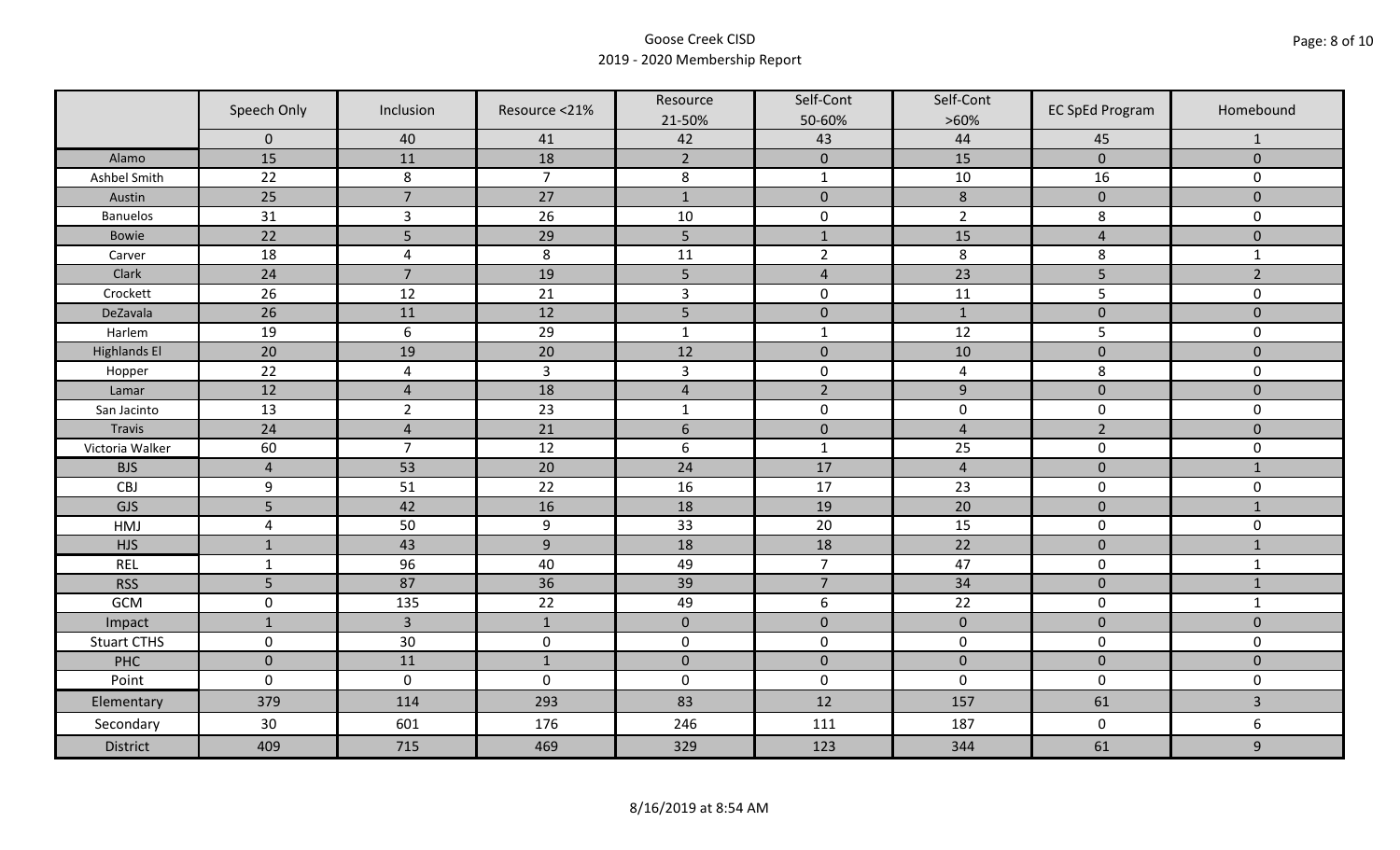Goose Creek CISD
2019 - 2020 Membership Report

| | Speech Only | Inclusion | Resource <21% | Resource 21-50% | Self-Cont 50-60% | Self-Cont >60% | EC SpEd Program | Homebound |
|---|---|---|---|---|---|---|---|---|
| | 0 | 40 | 41 | 42 | 43 | 44 | 45 | 1 |
| Alamo | 15 | 11 | 18 | 2 | 0 | 15 | 0 | 0 |
| Ashbel Smith | 22 | 8 | 7 | 8 | 1 | 10 | 16 | 0 |
| Austin | 25 | 7 | 27 | 1 | 0 | 8 | 0 | 0 |
| Banuelos | 31 | 3 | 26 | 10 | 0 | 2 | 8 | 0 |
| Bowie | 22 | 5 | 29 | 5 | 1 | 15 | 4 | 0 |
| Carver | 18 | 4 | 8 | 11 | 2 | 8 | 8 | 1 |
| Clark | 24 | 7 | 19 | 5 | 4 | 23 | 5 | 2 |
| Crockett | 26 | 12 | 21 | 3 | 0 | 11 | 5 | 0 |
| DeZavala | 26 | 11 | 12 | 5 | 0 | 1 | 0 | 0 |
| Harlem | 19 | 6 | 29 | 1 | 1 | 12 | 5 | 0 |
| Highlands El | 20 | 19 | 20 | 12 | 0 | 10 | 0 | 0 |
| Hopper | 22 | 4 | 3 | 3 | 0 | 4 | 8 | 0 |
| Lamar | 12 | 4 | 18 | 4 | 2 | 9 | 0 | 0 |
| San Jacinto | 13 | 2 | 23 | 1 | 0 | 0 | 0 | 0 |
| Travis | 24 | 4 | 21 | 6 | 0 | 4 | 2 | 0 |
| Victoria Walker | 60 | 7 | 12 | 6 | 1 | 25 | 0 | 0 |
| BJS | 4 | 53 | 20 | 24 | 17 | 4 | 0 | 1 |
| CBJ | 9 | 51 | 22 | 16 | 17 | 23 | 0 | 0 |
| GJS | 5 | 42 | 16 | 18 | 19 | 20 | 0 | 1 |
| HMJ | 4 | 50 | 9 | 33 | 20 | 15 | 0 | 0 |
| HJS | 1 | 43 | 9 | 18 | 18 | 22 | 0 | 1 |
| REL | 1 | 96 | 40 | 49 | 7 | 47 | 0 | 1 |
| RSS | 5 | 87 | 36 | 39 | 7 | 34 | 0 | 1 |
| GCM | 0 | 135 | 22 | 49 | 6 | 22 | 0 | 1 |
| Impact | 1 | 3 | 1 | 0 | 0 | 0 | 0 | 0 |
| Stuart CTHS | 0 | 30 | 0 | 0 | 0 | 0 | 0 | 0 |
| PHC | 0 | 11 | 1 | 0 | 0 | 0 | 0 | 0 |
| Point | 0 | 0 | 0 | 0 | 0 | 0 | 0 | 0 |
| Elementary | 379 | 114 | 293 | 83 | 12 | 157 | 61 | 3 |
| Secondary | 30 | 601 | 176 | 246 | 111 | 187 | 0 | 6 |
| District | 409 | 715 | 469 | 329 | 123 | 344 | 61 | 9 |

8/16/2019 at 8:54 AM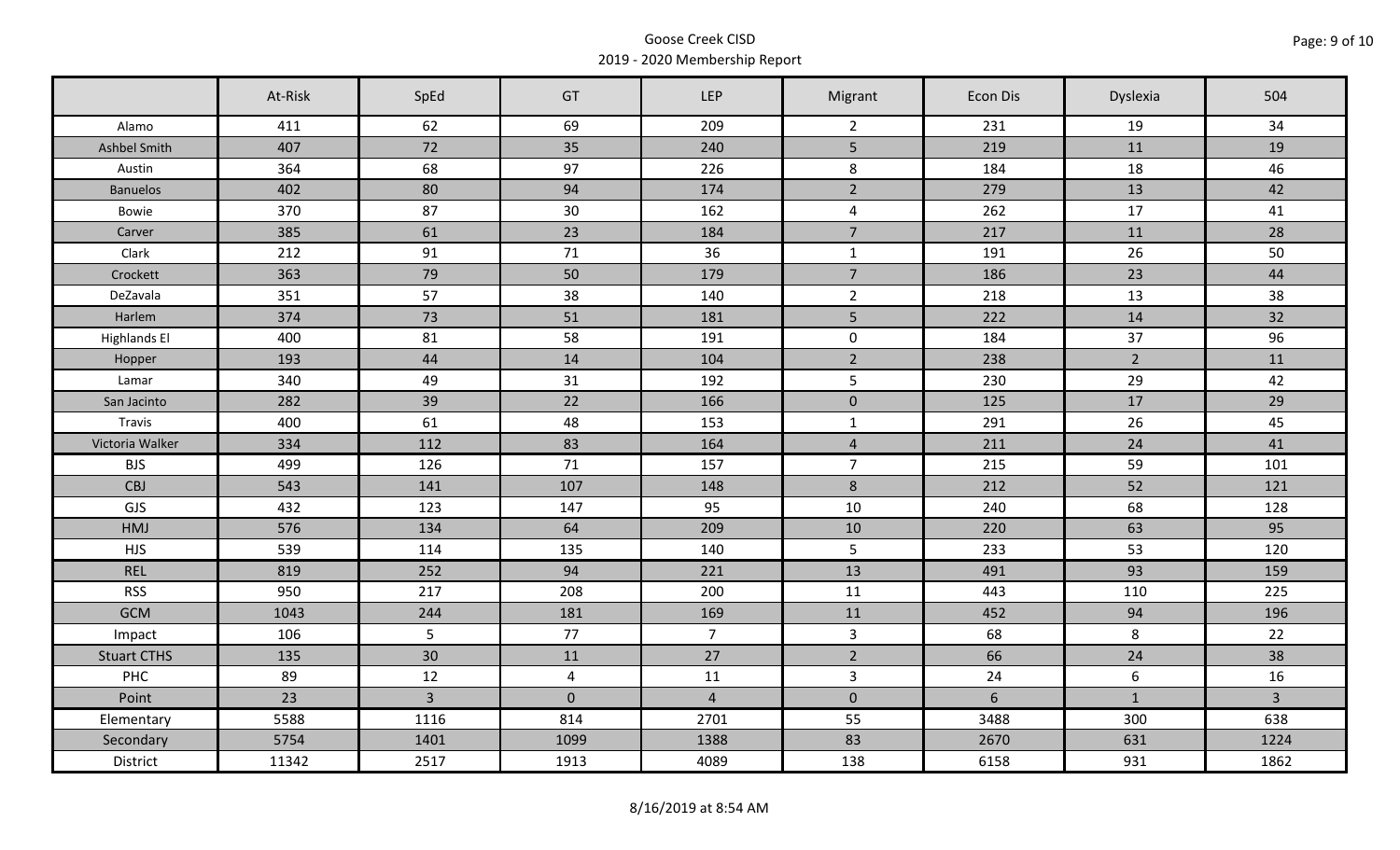Goose Creek CISD

2019 - 2020 Membership Report

| | At-Risk | SpEd | GT | LEP | Migrant | Econ Dis | Dyslexia | 504 |
|---|---|---|---|---|---|---|---|---|
| Alamo | 411 | 62 | 69 | 209 | 2 | 231 | 19 | 34 |
| Ashbel Smith | 407 | 72 | 35 | 240 | 5 | 219 | 11 | 19 |
| Austin | 364 | 68 | 97 | 226 | 8 | 184 | 18 | 46 |
| Banuelos | 402 | 80 | 94 | 174 | 2 | 279 | 13 | 42 |
| Bowie | 370 | 87 | 30 | 162 | 4 | 262 | 17 | 41 |
| Carver | 385 | 61 | 23 | 184 | 7 | 217 | 11 | 28 |
| Clark | 212 | 91 | 71 | 36 | 1 | 191 | 26 | 50 |
| Crockett | 363 | 79 | 50 | 179 | 7 | 186 | 23 | 44 |
| DeZavala | 351 | 57 | 38 | 140 | 2 | 218 | 13 | 38 |
| Harlem | 374 | 73 | 51 | 181 | 5 | 222 | 14 | 32 |
| Highlands El | 400 | 81 | 58 | 191 | 0 | 184 | 37 | 96 |
| Hopper | 193 | 44 | 14 | 104 | 2 | 238 | 2 | 11 |
| Lamar | 340 | 49 | 31 | 192 | 5 | 230 | 29 | 42 |
| San Jacinto | 282 | 39 | 22 | 166 | 0 | 125 | 17 | 29 |
| Travis | 400 | 61 | 48 | 153 | 1 | 291 | 26 | 45 |
| Victoria Walker | 334 | 112 | 83 | 164 | 4 | 211 | 24 | 41 |
| BJS | 499 | 126 | 71 | 157 | 7 | 215 | 59 | 101 |
| CBJ | 543 | 141 | 107 | 148 | 8 | 212 | 52 | 121 |
| GJS | 432 | 123 | 147 | 95 | 10 | 240 | 68 | 128 |
| HMJ | 576 | 134 | 64 | 209 | 10 | 220 | 63 | 95 |
| HJS | 539 | 114 | 135 | 140 | 5 | 233 | 53 | 120 |
| REL | 819 | 252 | 94 | 221 | 13 | 491 | 93 | 159 |
| RSS | 950 | 217 | 208 | 200 | 11 | 443 | 110 | 225 |
| GCM | 1043 | 244 | 181 | 169 | 11 | 452 | 94 | 196 |
| Impact | 106 | 5 | 77 | 7 | 3 | 68 | 8 | 22 |
| Stuart CTHS | 135 | 30 | 11 | 27 | 2 | 66 | 24 | 38 |
| PHC | 89 | 12 | 4 | 11 | 3 | 24 | 6 | 16 |
| Point | 23 | 3 | 0 | 4 | 0 | 6 | 1 | 3 |
| Elementary | 5588 | 1116 | 814 | 2701 | 55 | 3488 | 300 | 638 |
| Secondary | 5754 | 1401 | 1099 | 1388 | 83 | 2670 | 631 | 1224 |
| District | 11342 | 2517 | 1913 | 4089 | 138 | 6158 | 931 | 1862 |

8/16/2019 at 8:54 AM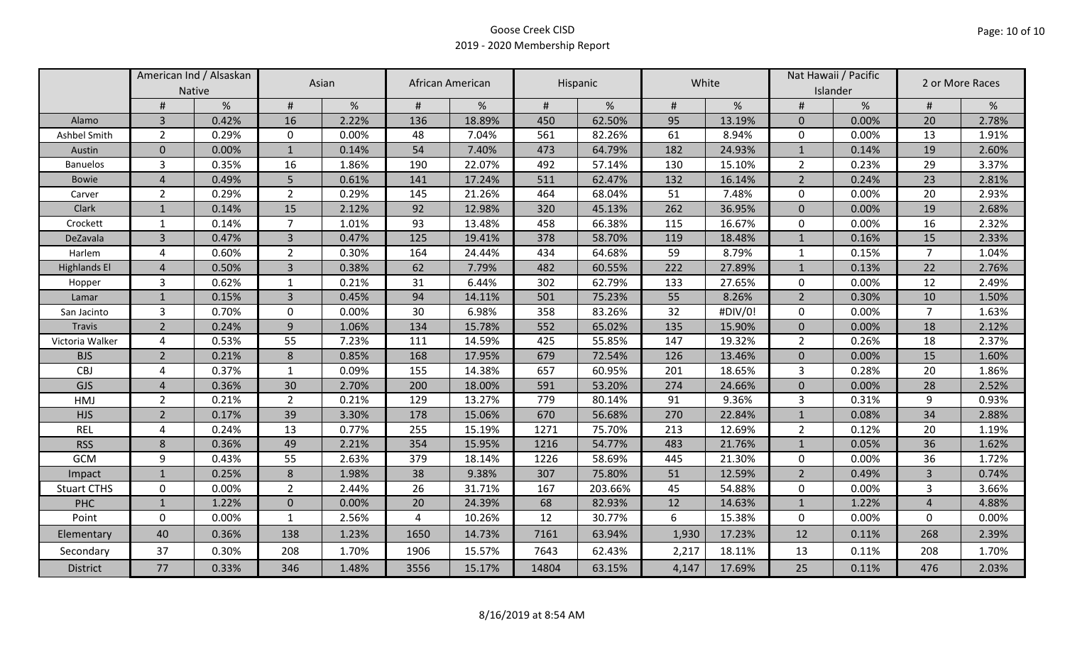Goose Creek CISD

2019 - 2020 Membership Report

| | American Ind / Alsaskan Native | | Asian | | African American | | Hispanic | | White | | Nat Hawaii / Pacific Islander | | 2 or More Races | |
|---|---|---|---|---|---|---|---|---|---|---|---|---|---|---|
| | # | % | # | % | # | % | # | % | # | % | # | % | # | % |
| Alamo | 3 | 0.42% | 16 | 2.22% | 136 | 18.89% | 450 | 62.50% | 95 | 13.19% | 0 | 0.00% | 20 | 2.78% |
| Ashbel Smith | 2 | 0.29% | 0 | 0.00% | 48 | 7.04% | 561 | 82.26% | 61 | 8.94% | 0 | 0.00% | 13 | 1.91% |
| Austin | 0 | 0.00% | 1 | 0.14% | 54 | 7.40% | 473 | 64.79% | 182 | 24.93% | 1 | 0.14% | 19 | 2.60% |
| Banuelos | 3 | 0.35% | 16 | 1.86% | 190 | 22.07% | 492 | 57.14% | 130 | 15.10% | 2 | 0.23% | 29 | 3.37% |
| Bowie | 4 | 0.49% | 5 | 0.61% | 141 | 17.24% | 511 | 62.47% | 132 | 16.14% | 2 | 0.24% | 23 | 2.81% |
| Carver | 2 | 0.29% | 2 | 0.29% | 145 | 21.26% | 464 | 68.04% | 51 | 7.48% | 0 | 0.00% | 20 | 2.93% |
| Clark | 1 | 0.14% | 15 | 2.12% | 92 | 12.98% | 320 | 45.13% | 262 | 36.95% | 0 | 0.00% | 19 | 2.68% |
| Crockett | 1 | 0.14% | 7 | 1.01% | 93 | 13.48% | 458 | 66.38% | 115 | 16.67% | 0 | 0.00% | 16 | 2.32% |
| DeZavala | 3 | 0.47% | 3 | 0.47% | 125 | 19.41% | 378 | 58.70% | 119 | 18.48% | 1 | 0.16% | 15 | 2.33% |
| Harlem | 4 | 0.60% | 2 | 0.30% | 164 | 24.44% | 434 | 64.68% | 59 | 8.79% | 1 | 0.15% | 7 | 1.04% |
| Highlands El | 4 | 0.50% | 3 | 0.38% | 62 | 7.79% | 482 | 60.55% | 222 | 27.89% | 1 | 0.13% | 22 | 2.76% |
| Hopper | 3 | 0.62% | 1 | 0.21% | 31 | 6.44% | 302 | 62.79% | 133 | 27.65% | 0 | 0.00% | 12 | 2.49% |
| Lamar | 1 | 0.15% | 3 | 0.45% | 94 | 14.11% | 501 | 75.23% | 55 | 8.26% | 2 | 0.30% | 10 | 1.50% |
| San Jacinto | 3 | 0.70% | 0 | 0.00% | 30 | 6.98% | 358 | 83.26% | 32 | #DIV/0! | 0 | 0.00% | 7 | 1.63% |
| Travis | 2 | 0.24% | 9 | 1.06% | 134 | 15.78% | 552 | 65.02% | 135 | 15.90% | 0 | 0.00% | 18 | 2.12% |
| Victoria Walker | 4 | 0.53% | 55 | 7.23% | 111 | 14.59% | 425 | 55.85% | 147 | 19.32% | 2 | 0.26% | 18 | 2.37% |
| BJS | 2 | 0.21% | 8 | 0.85% | 168 | 17.95% | 679 | 72.54% | 126 | 13.46% | 0 | 0.00% | 15 | 1.60% |
| CBJ | 4 | 0.37% | 1 | 0.09% | 155 | 14.38% | 657 | 60.95% | 201 | 18.65% | 3 | 0.28% | 20 | 1.86% |
| GJS | 4 | 0.36% | 30 | 2.70% | 200 | 18.00% | 591 | 53.20% | 274 | 24.66% | 0 | 0.00% | 28 | 2.52% |
| HMJ | 2 | 0.21% | 2 | 0.21% | 129 | 13.27% | 779 | 80.14% | 91 | 9.36% | 3 | 0.31% | 9 | 0.93% |
| HJS | 2 | 0.17% | 39 | 3.30% | 178 | 15.06% | 670 | 56.68% | 270 | 22.84% | 1 | 0.08% | 34 | 2.88% |
| REL | 4 | 0.24% | 13 | 0.77% | 255 | 15.19% | 1271 | 75.70% | 213 | 12.69% | 2 | 0.12% | 20 | 1.19% |
| RSS | 8 | 0.36% | 49 | 2.21% | 354 | 15.95% | 1216 | 54.77% | 483 | 21.76% | 1 | 0.05% | 36 | 1.62% |
| GCM | 9 | 0.43% | 55 | 2.63% | 379 | 18.14% | 1226 | 58.69% | 445 | 21.30% | 0 | 0.00% | 36 | 1.72% |
| Impact | 1 | 0.25% | 8 | 1.98% | 38 | 9.38% | 307 | 75.80% | 51 | 12.59% | 2 | 0.49% | 3 | 0.74% |
| Stuart CTHS | 0 | 0.00% | 2 | 2.44% | 26 | 31.71% | 167 | 203.66% | 45 | 54.88% | 0 | 0.00% | 3 | 3.66% |
| PHC | 1 | 1.22% | 0 | 0.00% | 20 | 24.39% | 68 | 82.93% | 12 | 14.63% | 1 | 1.22% | 4 | 4.88% |
| Point | 0 | 0.00% | 1 | 2.56% | 4 | 10.26% | 12 | 30.77% | 6 | 15.38% | 0 | 0.00% | 0 | 0.00% |
| Elementary | 40 | 0.36% | 138 | 1.23% | 1650 | 14.73% | 7161 | 63.94% | 1,930 | 17.23% | 12 | 0.11% | 268 | 2.39% |
| Secondary | 37 | 0.30% | 208 | 1.70% | 1906 | 15.57% | 7643 | 62.43% | 2,217 | 18.11% | 13 | 0.11% | 208 | 1.70% |
| District | 77 | 0.33% | 346 | 1.48% | 3556 | 15.17% | 14804 | 63.15% | 4,147 | 17.69% | 25 | 0.11% | 476 | 2.03% |

8/16/2019 at 8:54 AM